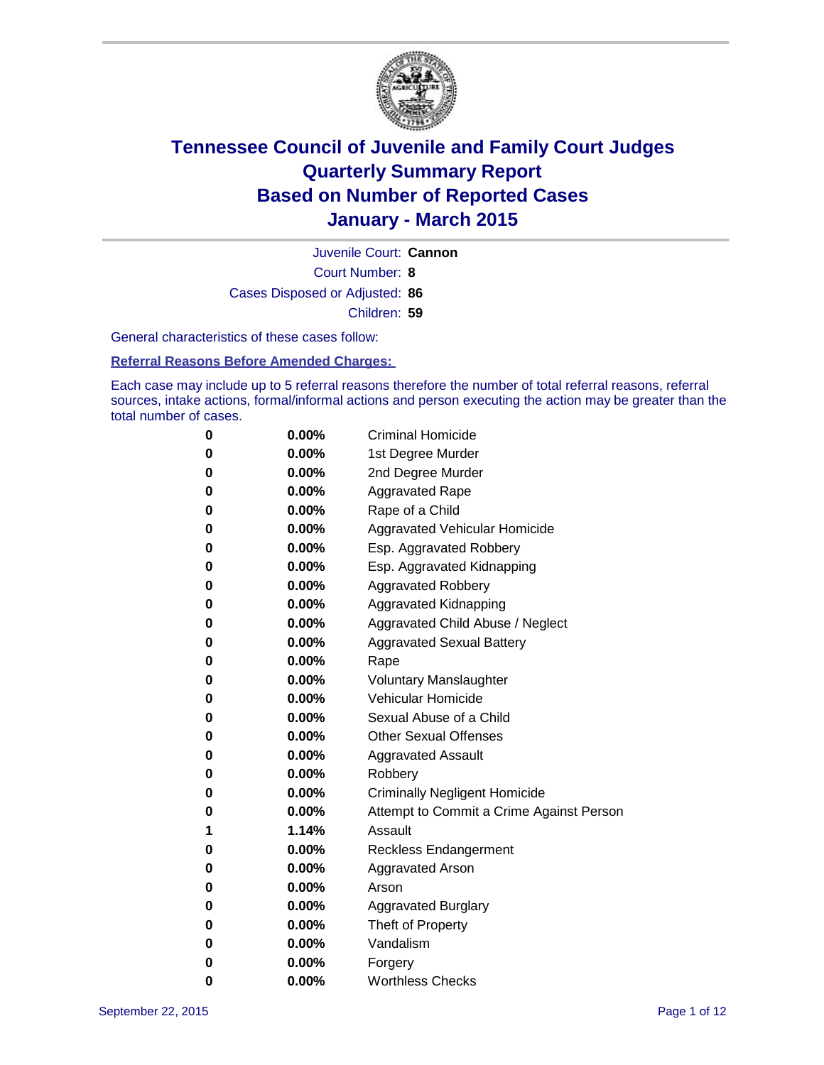# Tennessee Council of Juvenile and Family Court Judges
# Quarterly Summary Report
# Based on Number of Reported Cases
# January - March 2015

Juvenile Court: **Cannon**

Court Number: **8**

Cases Disposed or Adjusted: **86**

Children: **59**

General characteristics of these cases follow:

**Referral Reasons Before Amended Charges:**

Each case may include up to 5 referral reasons therefore the number of total referral reasons, referral sources, intake actions, formal/informal actions and person executing the action may be greater than the total number of cases.

| | | |
|---|---|---|
| **0** | **0.00%** | Criminal Homicide |
| **0** | **0.00%** | 1st Degree Murder |
| **0** | **0.00%** | 2nd Degree Murder |
| **0** | **0.00%** | Aggravated Rape |
| **0** | **0.00%** | Rape of a Child |
| **0** | **0.00%** | Aggravated Vehicular Homicide |
| **0** | **0.00%** | Esp. Aggravated Robbery |
| **0** | **0.00%** | Esp. Aggravated Kidnapping |
| **0** | **0.00%** | Aggravated Robbery |
| **0** | **0.00%** | Aggravated Kidnapping |
| **0** | **0.00%** | Aggravated Child Abuse / Neglect |
| **0** | **0.00%** | Aggravated Sexual Battery |
| **0** | **0.00%** | Rape |
| **0** | **0.00%** | Voluntary Manslaughter |
| **0** | **0.00%** | Vehicular Homicide |
| **0** | **0.00%** | Sexual Abuse of a Child |
| **0** | **0.00%** | Other Sexual Offenses |
| **0** | **0.00%** | Aggravated Assault |
| **0** | **0.00%** | Robbery |
| **0** | **0.00%** | Criminally Negligent Homicide |
| **0** | **0.00%** | Attempt to Commit a Crime Against Person |
| **1** | **1.14%** | Assault |
| **0** | **0.00%** | Reckless Endangerment |
| **0** | **0.00%** | Aggravated Arson |
| **0** | **0.00%** | Arson |
| **0** | **0.00%** | Aggravated Burglary |
| **0** | **0.00%** | Theft of Property |
| **0** | **0.00%** | Vandalism |
| **0** | **0.00%** | Forgery |
| **0** | **0.00%** | Worthless Checks |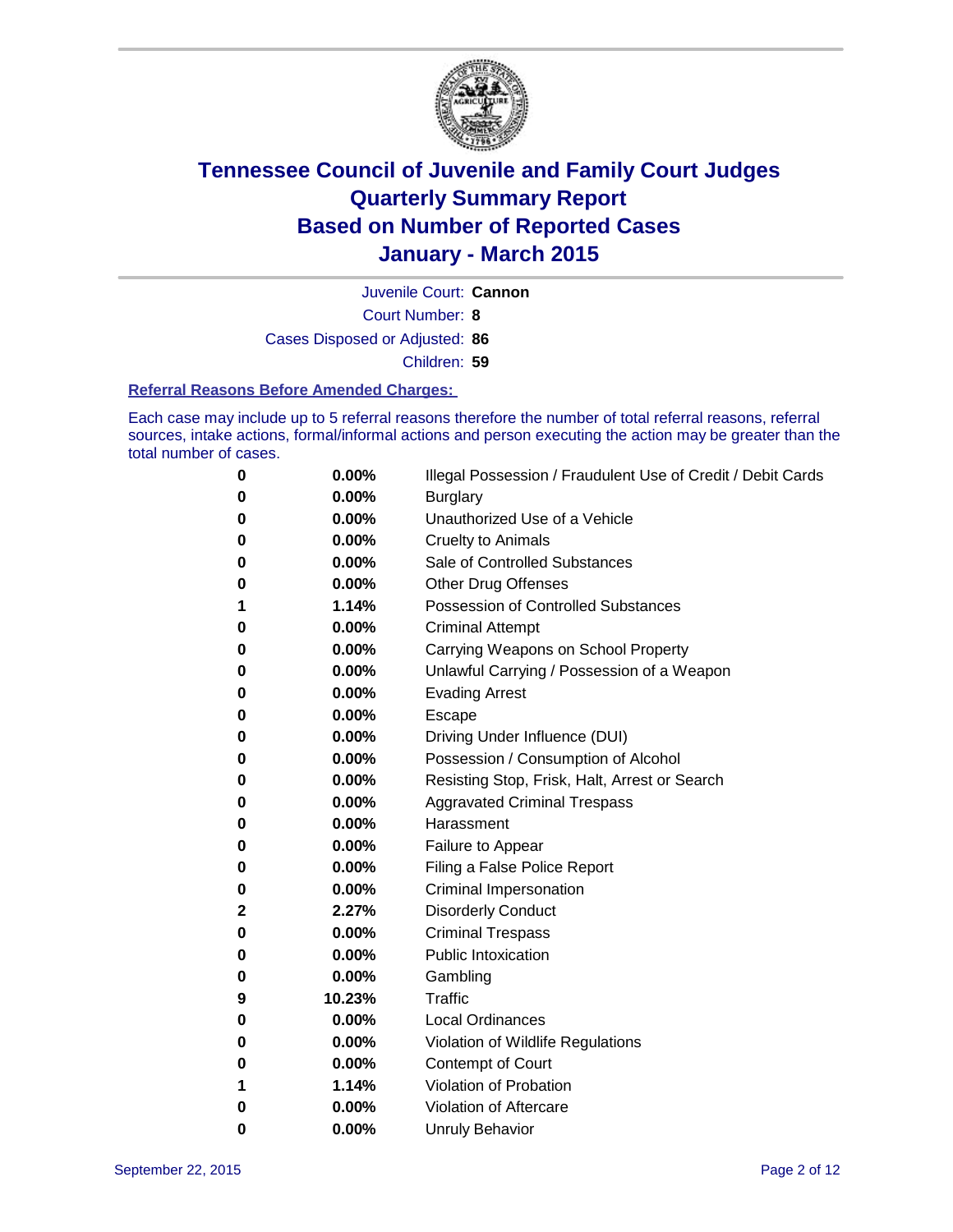# Tennessee Council of Juvenile and Family Court Judges
# Quarterly Summary Report
# Based on Number of Reported Cases
# January - March 2015

Juvenile Court: **Cannon**

Court Number: **8**

Cases Disposed or Adjusted: **86**

Children: **59**

**Referral Reasons Before Amended Charges:**

Each case may include up to 5 referral reasons therefore the number of total referral reasons, referral sources, intake actions, formal/informal actions and person executing the action may be greater than the total number of cases.

| | | |
|---|---|---|
| **0** | **0.00%** | Illegal Possession / Fraudulent Use of Credit / Debit Cards |
| **0** | **0.00%** | Burglary |
| **0** | **0.00%** | Unauthorized Use of a Vehicle |
| **0** | **0.00%** | Cruelty to Animals |
| **0** | **0.00%** | Sale of Controlled Substances |
| **0** | **0.00%** | Other Drug Offenses |
| **1** | **1.14%** | Possession of Controlled Substances |
| **0** | **0.00%** | Criminal Attempt |
| **0** | **0.00%** | Carrying Weapons on School Property |
| **0** | **0.00%** | Unlawful Carrying / Possession of a Weapon |
| **0** | **0.00%** | Evading Arrest |
| **0** | **0.00%** | Escape |
| **0** | **0.00%** | Driving Under Influence (DUI) |
| **0** | **0.00%** | Possession / Consumption of Alcohol |
| **0** | **0.00%** | Resisting Stop, Frisk, Halt, Arrest or Search |
| **0** | **0.00%** | Aggravated Criminal Trespass |
| **0** | **0.00%** | Harassment |
| **0** | **0.00%** | Failure to Appear |
| **0** | **0.00%** | Filing a False Police Report |
| **0** | **0.00%** | Criminal Impersonation |
| **2** | **2.27%** | Disorderly Conduct |
| **0** | **0.00%** | Criminal Trespass |
| **0** | **0.00%** | Public Intoxication |
| **0** | **0.00%** | Gambling |
| **9** | **10.23%** | Traffic |
| **0** | **0.00%** | Local Ordinances |
| **0** | **0.00%** | Violation of Wildlife Regulations |
| **0** | **0.00%** | Contempt of Court |
| **1** | **1.14%** | Violation of Probation |
| **0** | **0.00%** | Violation of Aftercare |
| **0** | **0.00%** | Unruly Behavior |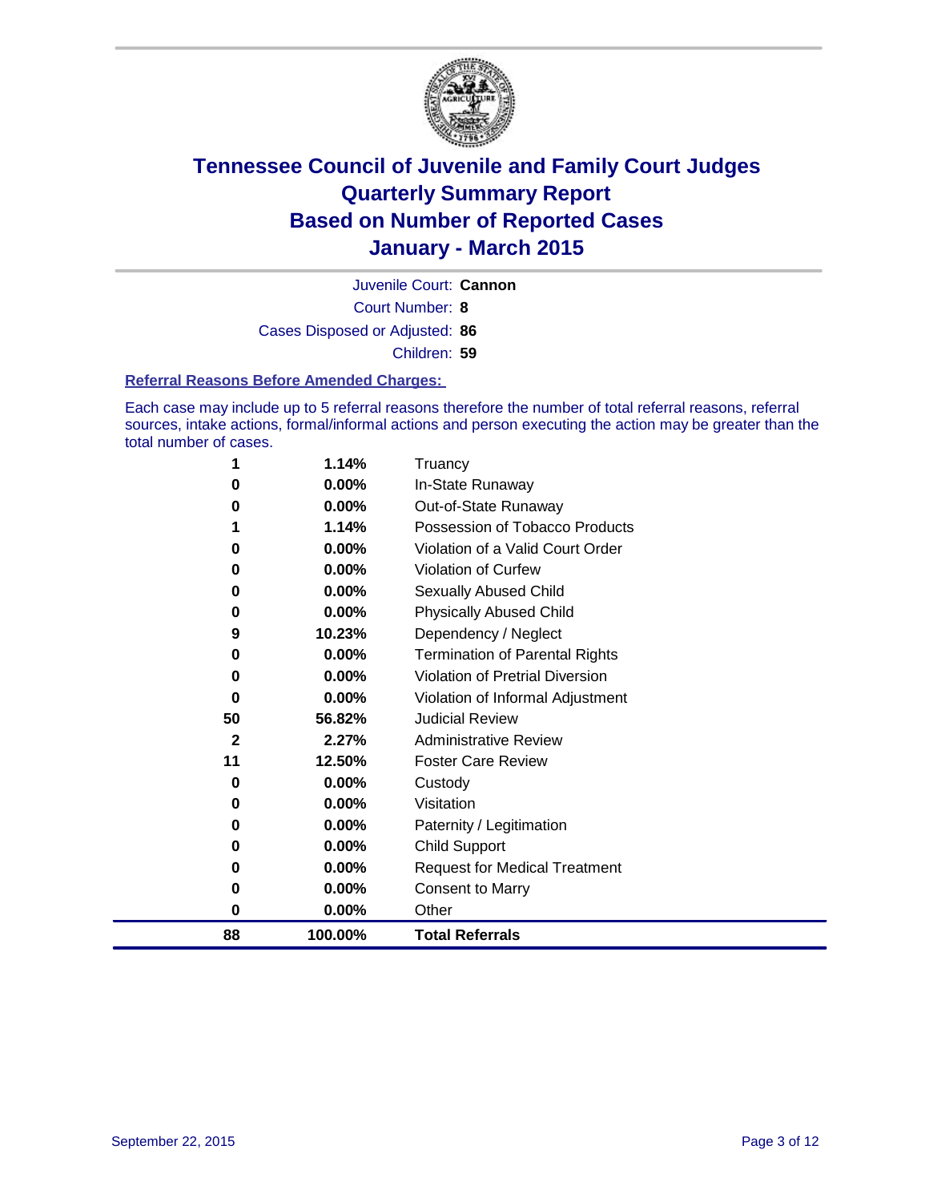# Tennessee Council of Juvenile and Family Court Judges
# Quarterly Summary Report
# Based on Number of Reported Cases
# January - March 2015

Juvenile Court: **Cannon**

Court Number: **8**

Cases Disposed or Adjusted: **86**

Children: **59**

**Referral Reasons Before Amended Charges:**

Each case may include up to 5 referral reasons therefore the number of total referral reasons, referral sources, intake actions, formal/informal actions and person executing the action may be greater than the total number of cases.

| Count | Percent | Referral Reason |
|---|---|---|
| 1 | 1.14% | Truancy |
| 0 | 0.00% | In-State Runaway |
| 0 | 0.00% | Out-of-State Runaway |
| 1 | 1.14% | Possession of Tobacco Products |
| 0 | 0.00% | Violation of a Valid Court Order |
| 0 | 0.00% | Violation of Curfew |
| 0 | 0.00% | Sexually Abused Child |
| 0 | 0.00% | Physically Abused Child |
| 9 | 10.23% | Dependency / Neglect |
| 0 | 0.00% | Termination of Parental Rights |
| 0 | 0.00% | Violation of Pretrial Diversion |
| 0 | 0.00% | Violation of Informal Adjustment |
| 50 | 56.82% | Judicial Review |
| 2 | 2.27% | Administrative Review |
| 11 | 12.50% | Foster Care Review |
| 0 | 0.00% | Custody |
| 0 | 0.00% | Visitation |
| 0 | 0.00% | Paternity / Legitimation |
| 0 | 0.00% | Child Support |
| 0 | 0.00% | Request for Medical Treatment |
| 0 | 0.00% | Consent to Marry |
| 0 | 0.00% | Other |
| **88** | **100.00%** | **Total Referrals** |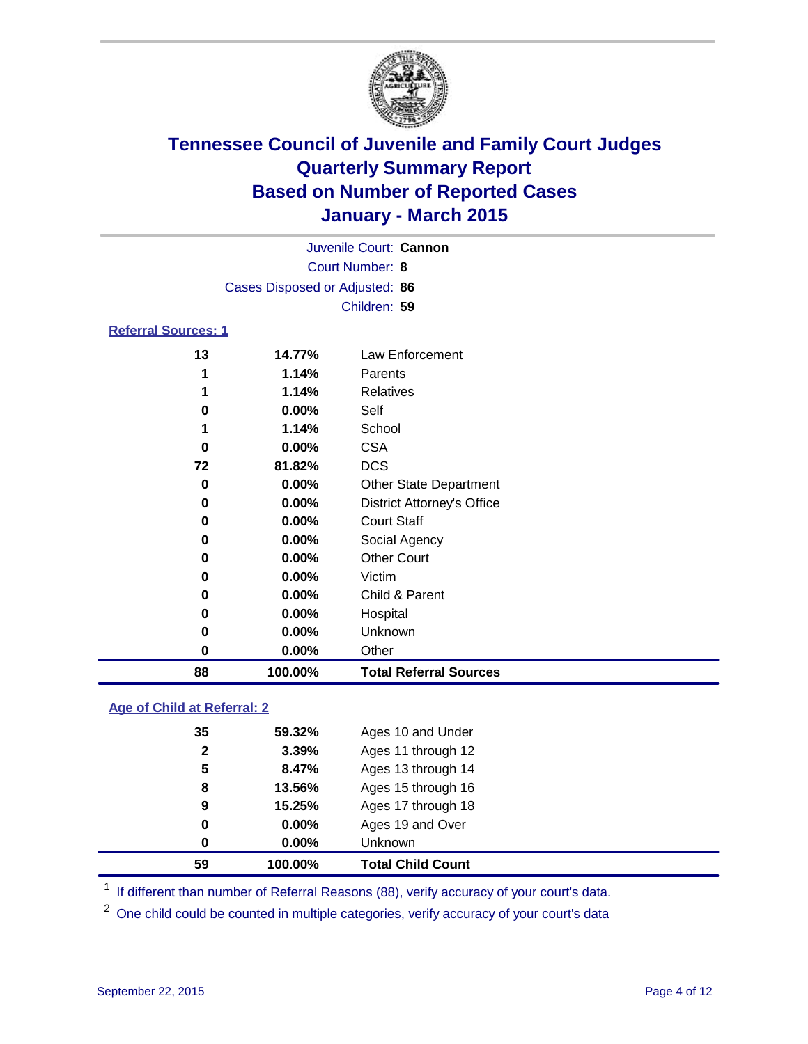# Tennessee Council of Juvenile and Family Court Judges
# Quarterly Summary Report
# Based on Number of Reported Cases
# January - March 2015

Juvenile Court: **Cannon**

Court Number: **8**

Cases Disposed or Adjusted: **86**

Children: **59**

## Referral Sources: 1

| Count | Percent | Source |
|---|---|---|
| 13 | 14.77% | Law Enforcement |
| 1 | 1.14% | Parents |
| 1 | 1.14% | Relatives |
| 0 | 0.00% | Self |
| 1 | 1.14% | School |
| 0 | 0.00% | CSA |
| 72 | 81.82% | DCS |
| 0 | 0.00% | Other State Department |
| 0 | 0.00% | District Attorney's Office |
| 0 | 0.00% | Court Staff |
| 0 | 0.00% | Social Agency |
| 0 | 0.00% | Other Court |
| 0 | 0.00% | Victim |
| 0 | 0.00% | Child & Parent |
| 0 | 0.00% | Hospital |
| 0 | 0.00% | Unknown |
| 0 | 0.00% | Other |
| **88** | **100.00%** | **Total Referral Sources** |

## Age of Child at Referral: 2

| Count | Percent | Age |
|---|---|---|
| 35 | 59.32% | Ages 10 and Under |
| 2 | 3.39% | Ages 11 through 12 |
| 5 | 8.47% | Ages 13 through 14 |
| 8 | 13.56% | Ages 15 through 16 |
| 9 | 15.25% | Ages 17 through 18 |
| 0 | 0.00% | Ages 19 and Over |
| 0 | 0.00% | Unknown |
| **59** | **100.00%** | **Total Child Count** |

[1] If different than number of Referral Reasons (88), verify accuracy of your court's data.

[2] One child could be counted in multiple categories, verify accuracy of your court's data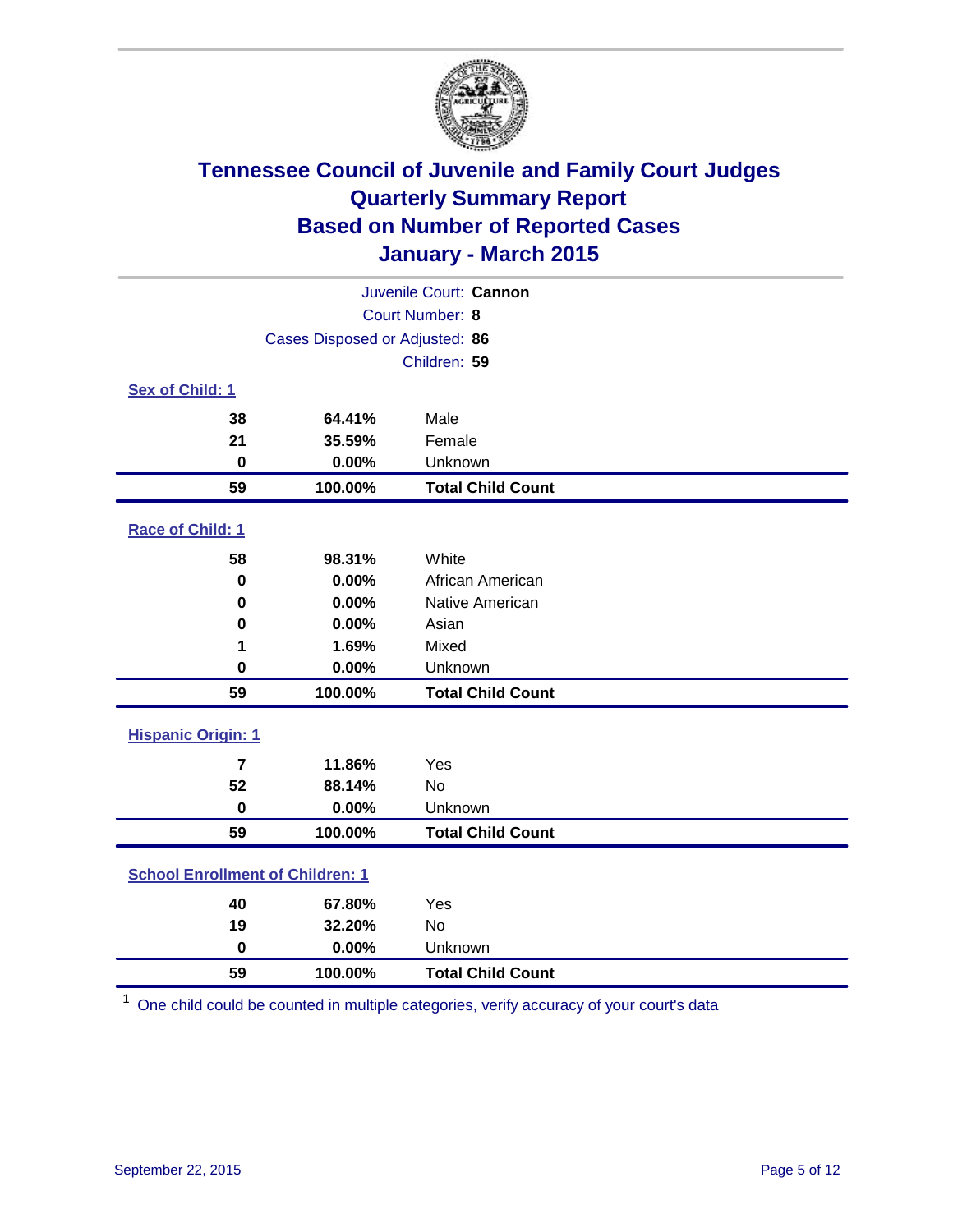# Tennessee Council of Juvenile and Family Court Judges
## Quarterly Summary Report
## Based on Number of Reported Cases
## January - March 2015

Juvenile Court: **Cannon**
Court Number: **8**
Cases Disposed or Adjusted: **86**
Children: **59**

### Sex of Child: 1

| Count | Percent | Category |
|---|---|---|
| 38 | 64.41% | Male |
| 21 | 35.59% | Female |
| 0 | 0.00% | Unknown |
| **59** | **100.00%** | **Total Child Count** |

### Race of Child: 1

| Count | Percent | Category |
|---|---|---|
| 58 | 98.31% | White |
| 0 | 0.00% | African American |
| 0 | 0.00% | Native American |
| 0 | 0.00% | Asian |
| 1 | 1.69% | Mixed |
| 0 | 0.00% | Unknown |
| **59** | **100.00%** | **Total Child Count** |

### Hispanic Origin: 1

| Count | Percent | Category |
|---|---|---|
| 7 | 11.86% | Yes |
| 52 | 88.14% | No |
| 0 | 0.00% | Unknown |
| **59** | **100.00%** | **Total Child Count** |

### School Enrollment of Children: 1

| Count | Percent | Category |
|---|---|---|
| 40 | 67.80% | Yes |
| 19 | 32.20% | No |
| 0 | 0.00% | Unknown |
| **59** | **100.00%** | **Total Child Count** |

[1] One child could be counted in multiple categories, verify accuracy of your court's data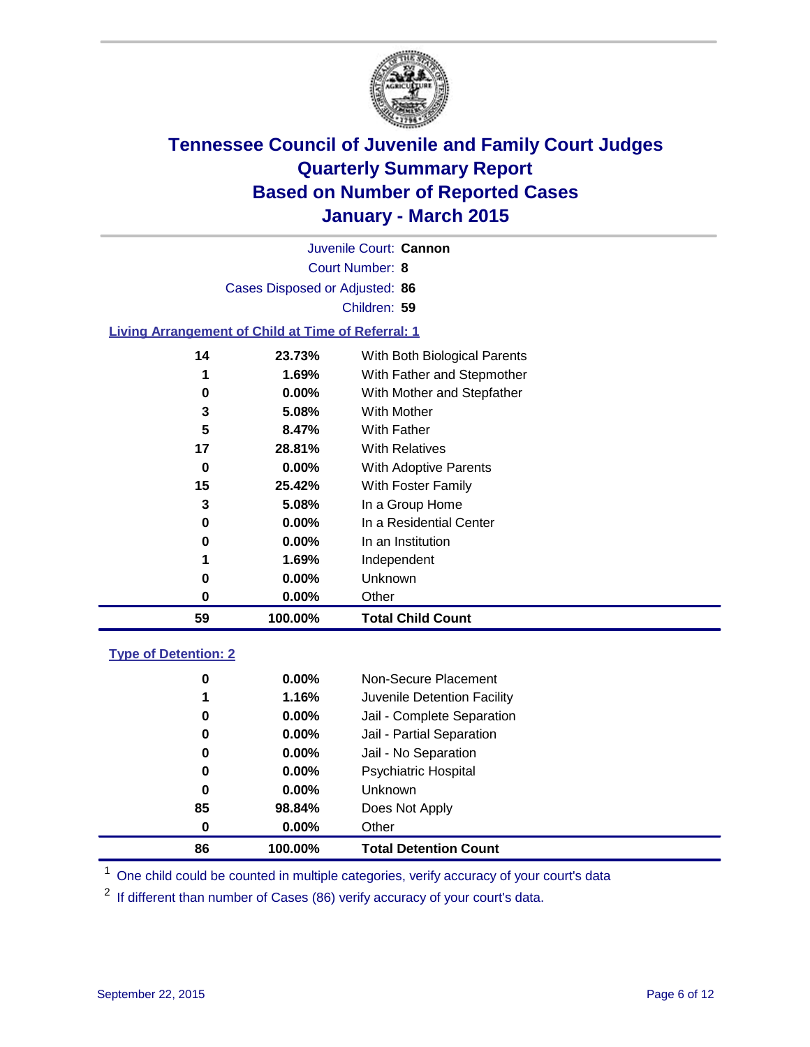# Tennessee Council of Juvenile and Family Court Judges
## Quarterly Summary Report
## Based on Number of Reported Cases
## January - March 2015

Juvenile Court: **Cannon**

Court Number: **8**

Cases Disposed or Adjusted: **86**

Children: **59**

### Living Arrangement of Child at Time of Referral: 1

| Count | Percent | Category |
|---|---|---|
| 14 | 23.73% | With Both Biological Parents |
| 1 | 1.69% | With Father and Stepmother |
| 0 | 0.00% | With Mother and Stepfather |
| 3 | 5.08% | With Mother |
| 5 | 8.47% | With Father |
| 17 | 28.81% | With Relatives |
| 0 | 0.00% | With Adoptive Parents |
| 15 | 25.42% | With Foster Family |
| 3 | 5.08% | In a Group Home |
| 0 | 0.00% | In a Residential Center |
| 0 | 0.00% | In an Institution |
| 1 | 1.69% | Independent |
| 0 | 0.00% | Unknown |
| 0 | 0.00% | Other |
| **59** | **100.00%** | **Total Child Count** |

### Type of Detention: 2

| Count | Percent | Category |
|---|---|---|
| 0 | 0.00% | Non-Secure Placement |
| 1 | 1.16% | Juvenile Detention Facility |
| 0 | 0.00% | Jail - Complete Separation |
| 0 | 0.00% | Jail - Partial Separation |
| 0 | 0.00% | Jail - No Separation |
| 0 | 0.00% | Psychiatric Hospital |
| 0 | 0.00% | Unknown |
| 85 | 98.84% | Does Not Apply |
| 0 | 0.00% | Other |
| **86** | **100.00%** | **Total Detention Count** |

[1] One child could be counted in multiple categories, verify accuracy of your court's data

[2] If different than number of Cases (86) verify accuracy of your court's data.

September 22, 2015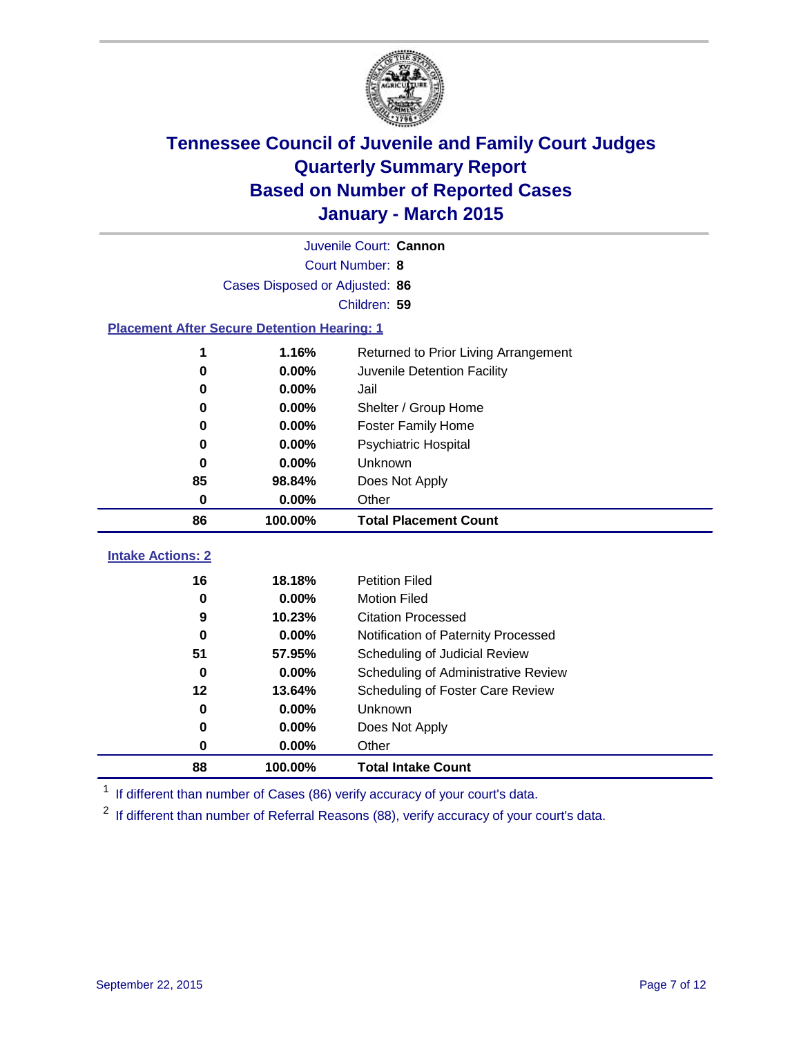# Tennessee Council of Juvenile and Family Court Judges
## Quarterly Summary Report
## Based on Number of Reported Cases
## January - March 2015

Juvenile Court: **Cannon**

Court Number: **8**

Cases Disposed or Adjusted: **86**

Children: **59**

### Placement After Secure Detention Hearing: 1

| Count | Percent | Placement |
|---|---|---|
| 1 | 1.16% | Returned to Prior Living Arrangement |
| 0 | 0.00% | Juvenile Detention Facility |
| 0 | 0.00% | Jail |
| 0 | 0.00% | Shelter / Group Home |
| 0 | 0.00% | Foster Family Home |
| 0 | 0.00% | Psychiatric Hospital |
| 0 | 0.00% | Unknown |
| 85 | 98.84% | Does Not Apply |
| 0 | 0.00% | Other |
| **86** | **100.00%** | **Total Placement Count** |

### Intake Actions: 2

| Count | Percent | Intake Action |
|---|---|---|
| 16 | 18.18% | Petition Filed |
| 0 | 0.00% | Motion Filed |
| 9 | 10.23% | Citation Processed |
| 0 | 0.00% | Notification of Paternity Processed |
| 51 | 57.95% | Scheduling of Judicial Review |
| 0 | 0.00% | Scheduling of Administrative Review |
| 12 | 13.64% | Scheduling of Foster Care Review |
| 0 | 0.00% | Unknown |
| 0 | 0.00% | Does Not Apply |
| 0 | 0.00% | Other |
| **88** | **100.00%** | **Total Intake Count** |

[1] If different than number of Cases (86) verify accuracy of your court's data.

[2] If different than number of Referral Reasons (88), verify accuracy of your court's data.

September 22, 2015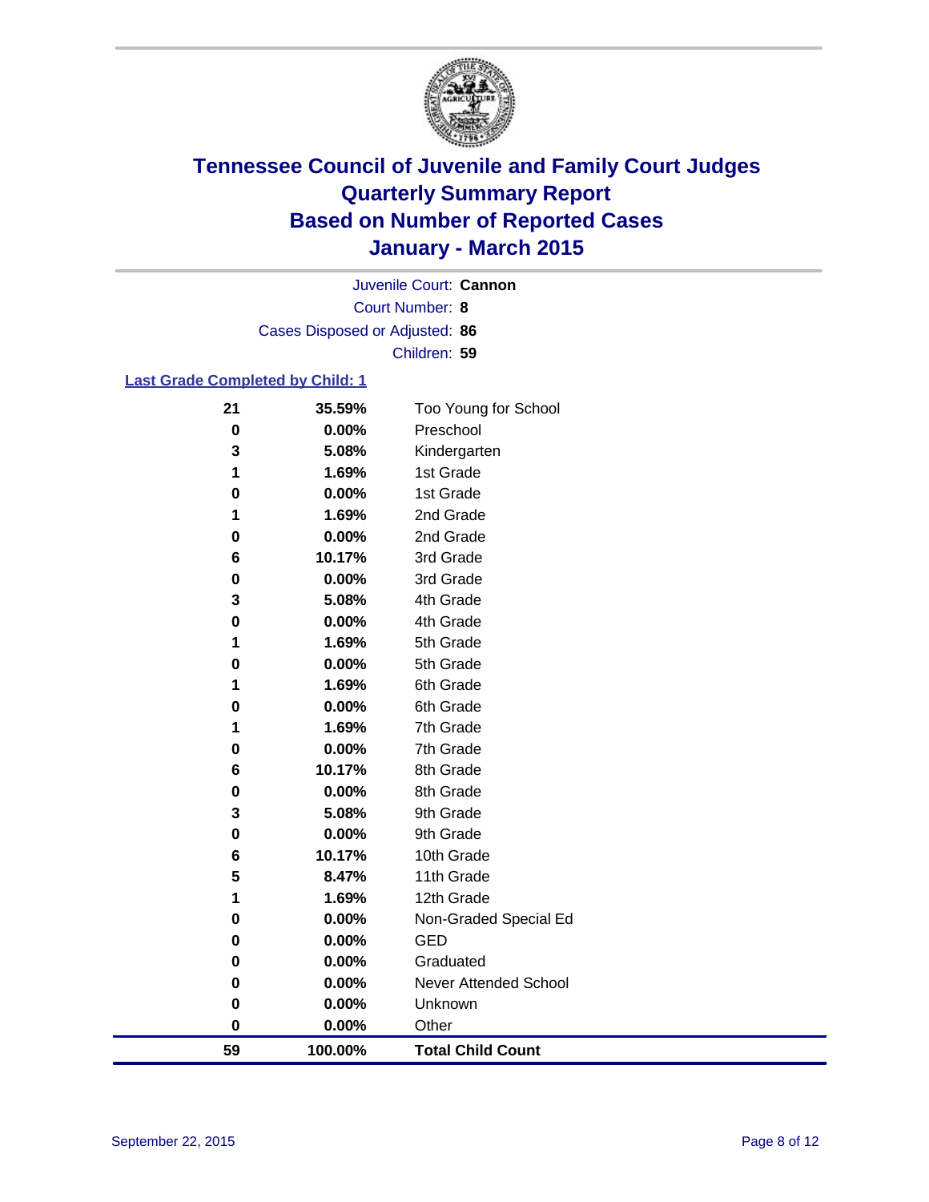# Tennessee Council of Juvenile and Family Court Judges
## Quarterly Summary Report
## Based on Number of Reported Cases
## January - March 2015

Juvenile Court: **Cannon**

Court Number: **8**

Cases Disposed or Adjusted: **86**

Children: **59**

### Last Grade Completed by Child: 1

| Count | Percent | Grade |
|---|---|---|
| 21 | 35.59% | Too Young for School |
| 0 | 0.00% | Preschool |
| 3 | 5.08% | Kindergarten |
| 1 | 1.69% | 1st Grade |
| 0 | 0.00% | 1st Grade |
| 1 | 1.69% | 2nd Grade |
| 0 | 0.00% | 2nd Grade |
| 6 | 10.17% | 3rd Grade |
| 0 | 0.00% | 3rd Grade |
| 3 | 5.08% | 4th Grade |
| 0 | 0.00% | 4th Grade |
| 1 | 1.69% | 5th Grade |
| 0 | 0.00% | 5th Grade |
| 1 | 1.69% | 6th Grade |
| 0 | 0.00% | 6th Grade |
| 1 | 1.69% | 7th Grade |
| 0 | 0.00% | 7th Grade |
| 6 | 10.17% | 8th Grade |
| 0 | 0.00% | 8th Grade |
| 3 | 5.08% | 9th Grade |
| 0 | 0.00% | 9th Grade |
| 6 | 10.17% | 10th Grade |
| 5 | 8.47% | 11th Grade |
| 1 | 1.69% | 12th Grade |
| 0 | 0.00% | Non-Graded Special Ed |
| 0 | 0.00% | GED |
| 0 | 0.00% | Graduated |
| 0 | 0.00% | Never Attended School |
| 0 | 0.00% | Unknown |
| 0 | 0.00% | Other |
| **59** | **100.00%** | **Total Child Count** |

September 22, 2015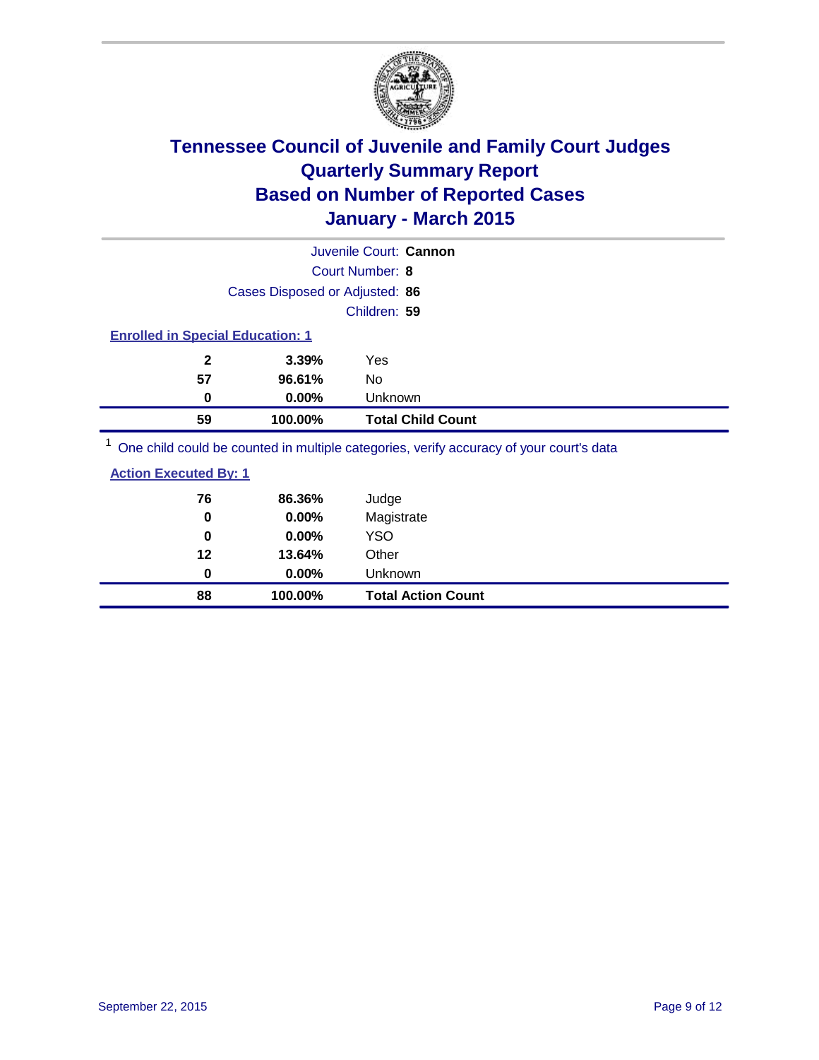# Tennessee Council of Juvenile and Family Court Judges
## Quarterly Summary Report
## Based on Number of Reported Cases
## January - March 2015

Juvenile Court: **Cannon**

Court Number: **8**

Cases Disposed or Adjusted: **86**

Children: **59**

### Enrolled in Special Education: 1

| | | |
|---|---|---|
| **2** | **3.39%** | Yes |
| **57** | **96.61%** | No |
| **0** | **0.00%** | Unknown |
| **59** | **100.00%** | **Total Child Count** |

[1] One child could be counted in multiple categories, verify accuracy of your court's data

### Action Executed By: 1

| | | |
|---|---|---|
| **76** | **86.36%** | Judge |
| **0** | **0.00%** | Magistrate |
| **0** | **0.00%** | YSO |
| **12** | **13.64%** | Other |
| **0** | **0.00%** | Unknown |
| **88** | **100.00%** | **Total Action Count** |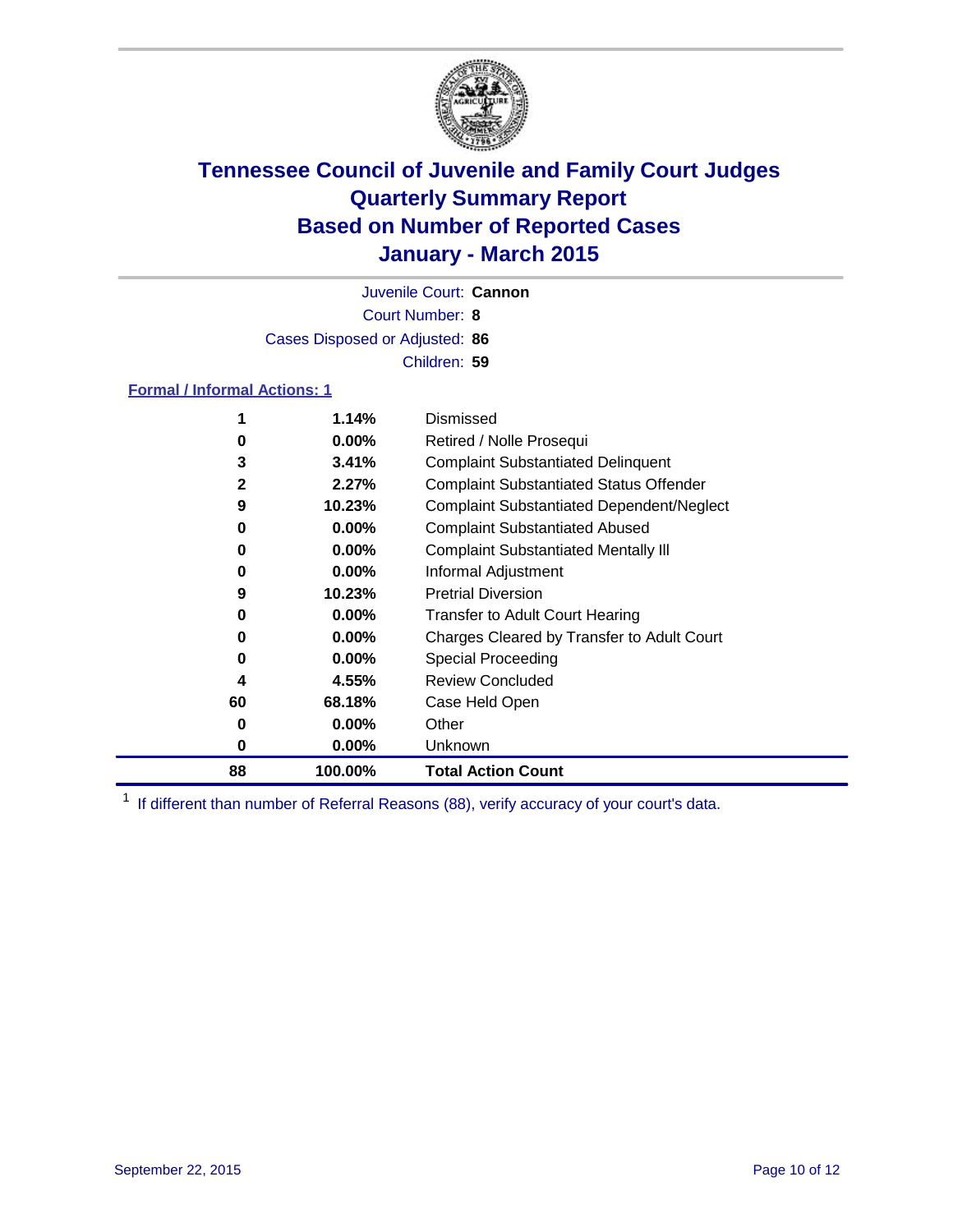# Tennessee Council of Juvenile and Family Court Judges
# Quarterly Summary Report
# Based on Number of Reported Cases
# January - March 2015

Juvenile Court: **Cannon**

Court Number: **8**

Cases Disposed or Adjusted: **86**

Children: **59**

**Formal / Informal Actions: 1**

| Count | Percent | Action |
|---|---|---|
| **1** | **1.14%** | Dismissed |
| **0** | **0.00%** | Retired / Nolle Prosequi |
| **3** | **3.41%** | Complaint Substantiated Delinquent |
| **2** | **2.27%** | Complaint Substantiated Status Offender |
| **9** | **10.23%** | Complaint Substantiated Dependent/Neglect |
| **0** | **0.00%** | Complaint Substantiated Abused |
| **0** | **0.00%** | Complaint Substantiated Mentally Ill |
| **0** | **0.00%** | Informal Adjustment |
| **9** | **10.23%** | Pretrial Diversion |
| **0** | **0.00%** | Transfer to Adult Court Hearing |
| **0** | **0.00%** | Charges Cleared by Transfer to Adult Court |
| **0** | **0.00%** | Special Proceeding |
| **4** | **4.55%** | Review Concluded |
| **60** | **68.18%** | Case Held Open |
| **0** | **0.00%** | Other |
| **0** | **0.00%** | Unknown |
| **88** | **100.00%** | **Total Action Count** |

[1] If different than number of Referral Reasons (88), verify accuracy of your court's data.

September 22, 2015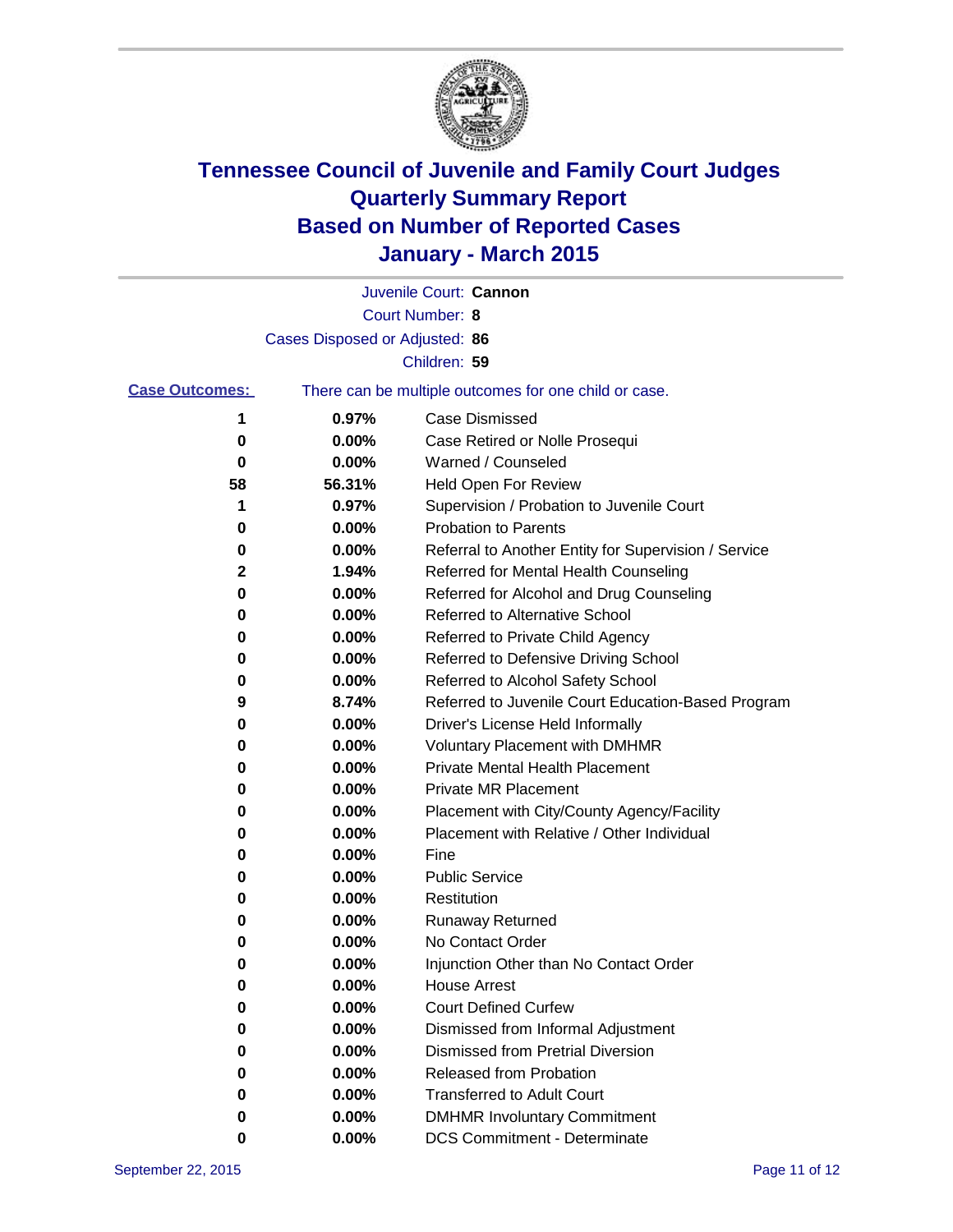# Tennessee Council of Juvenile and Family Court Judges
# Quarterly Summary Report
# Based on Number of Reported Cases
# January - March 2015

Juvenile Court: **Cannon**

Court Number: **8**

Cases Disposed or Adjusted: **86**

Children: **59**

**Case Outcomes:** There can be multiple outcomes for one child or case.

| Count | Percent | Outcome |
|---|---|---|
| 1 | 0.97% | Case Dismissed |
| 0 | 0.00% | Case Retired or Nolle Prosequi |
| 0 | 0.00% | Warned / Counseled |
| 58 | 56.31% | Held Open For Review |
| 1 | 0.97% | Supervision / Probation to Juvenile Court |
| 0 | 0.00% | Probation to Parents |
| 0 | 0.00% | Referral to Another Entity for Supervision / Service |
| 2 | 1.94% | Referred for Mental Health Counseling |
| 0 | 0.00% | Referred for Alcohol and Drug Counseling |
| 0 | 0.00% | Referred to Alternative School |
| 0 | 0.00% | Referred to Private Child Agency |
| 0 | 0.00% | Referred to Defensive Driving School |
| 0 | 0.00% | Referred to Alcohol Safety School |
| 9 | 8.74% | Referred to Juvenile Court Education-Based Program |
| 0 | 0.00% | Driver's License Held Informally |
| 0 | 0.00% | Voluntary Placement with DMHMR |
| 0 | 0.00% | Private Mental Health Placement |
| 0 | 0.00% | Private MR Placement |
| 0 | 0.00% | Placement with City/County Agency/Facility |
| 0 | 0.00% | Placement with Relative / Other Individual |
| 0 | 0.00% | Fine |
| 0 | 0.00% | Public Service |
| 0 | 0.00% | Restitution |
| 0 | 0.00% | Runaway Returned |
| 0 | 0.00% | No Contact Order |
| 0 | 0.00% | Injunction Other than No Contact Order |
| 0 | 0.00% | House Arrest |
| 0 | 0.00% | Court Defined Curfew |
| 0 | 0.00% | Dismissed from Informal Adjustment |
| 0 | 0.00% | Dismissed from Pretrial Diversion |
| 0 | 0.00% | Released from Probation |
| 0 | 0.00% | Transferred to Adult Court |
| 0 | 0.00% | DMHMR Involuntary Commitment |
| 0 | 0.00% | DCS Commitment - Determinate |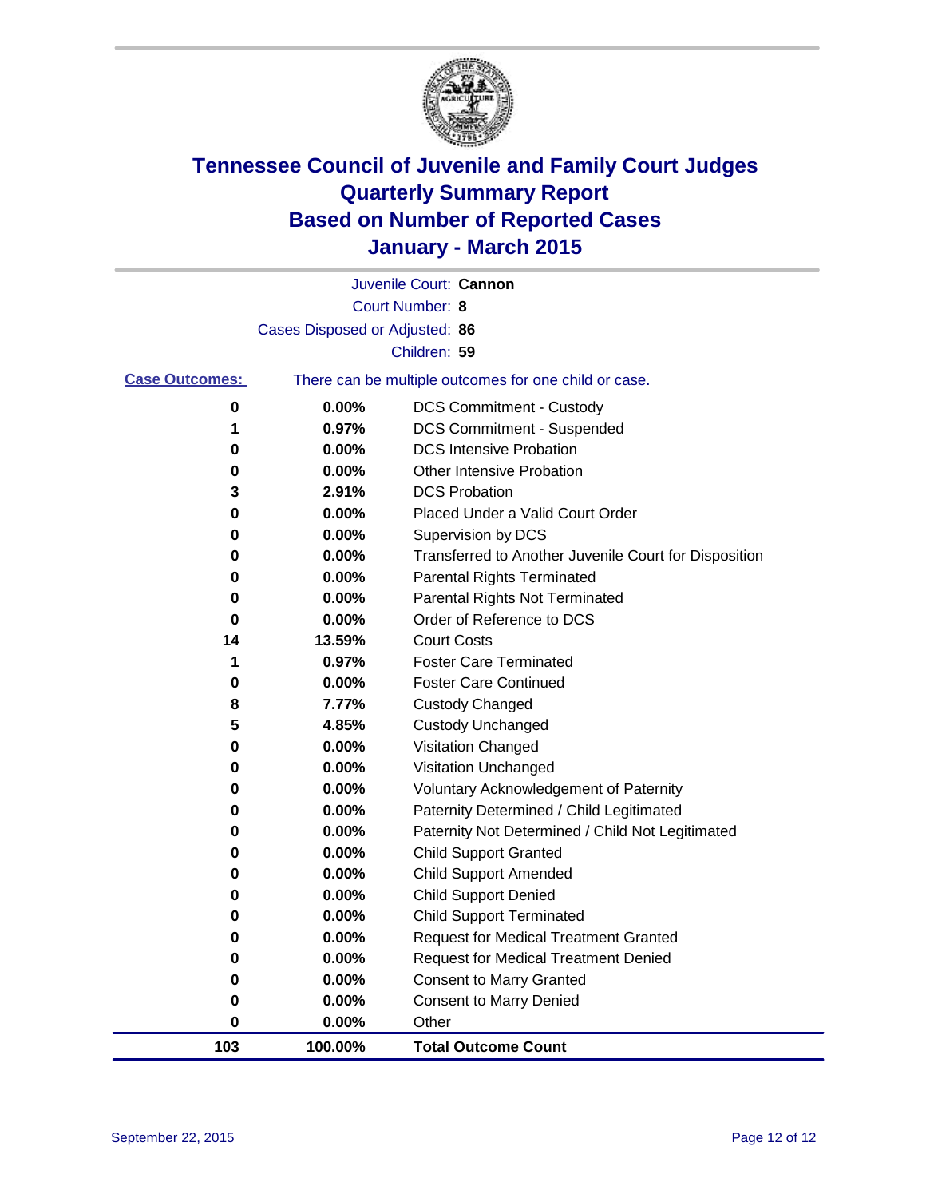# Tennessee Council of Juvenile and Family Court Judges
## Quarterly Summary Report
## Based on Number of Reported Cases
## January - March 2015

Juvenile Court: **Cannon**

Court Number: **8**

Cases Disposed or Adjusted: **86**

Children: **59**

**Case Outcomes:** There can be multiple outcomes for one child or case.

| | | |
|---|---|---|
| 0 | 0.00% | DCS Commitment - Custody |
| 1 | 0.97% | DCS Commitment - Suspended |
| 0 | 0.00% | DCS Intensive Probation |
| 0 | 0.00% | Other Intensive Probation |
| 3 | 2.91% | DCS Probation |
| 0 | 0.00% | Placed Under a Valid Court Order |
| 0 | 0.00% | Supervision by DCS |
| 0 | 0.00% | Transferred to Another Juvenile Court for Disposition |
| 0 | 0.00% | Parental Rights Terminated |
| 0 | 0.00% | Parental Rights Not Terminated |
| 0 | 0.00% | Order of Reference to DCS |
| 14 | 13.59% | Court Costs |
| 1 | 0.97% | Foster Care Terminated |
| 0 | 0.00% | Foster Care Continued |
| 8 | 7.77% | Custody Changed |
| 5 | 4.85% | Custody Unchanged |
| 0 | 0.00% | Visitation Changed |
| 0 | 0.00% | Visitation Unchanged |
| 0 | 0.00% | Voluntary Acknowledgement of Paternity |
| 0 | 0.00% | Paternity Determined / Child Legitimated |
| 0 | 0.00% | Paternity Not Determined / Child Not Legitimated |
| 0 | 0.00% | Child Support Granted |
| 0 | 0.00% | Child Support Amended |
| 0 | 0.00% | Child Support Denied |
| 0 | 0.00% | Child Support Terminated |
| 0 | 0.00% | Request for Medical Treatment Granted |
| 0 | 0.00% | Request for Medical Treatment Denied |
| 0 | 0.00% | Consent to Marry Granted |
| 0 | 0.00% | Consent to Marry Denied |
| 0 | 0.00% | Other |
| **103** | **100.00%** | **Total Outcome Count** |

September 22, 2015